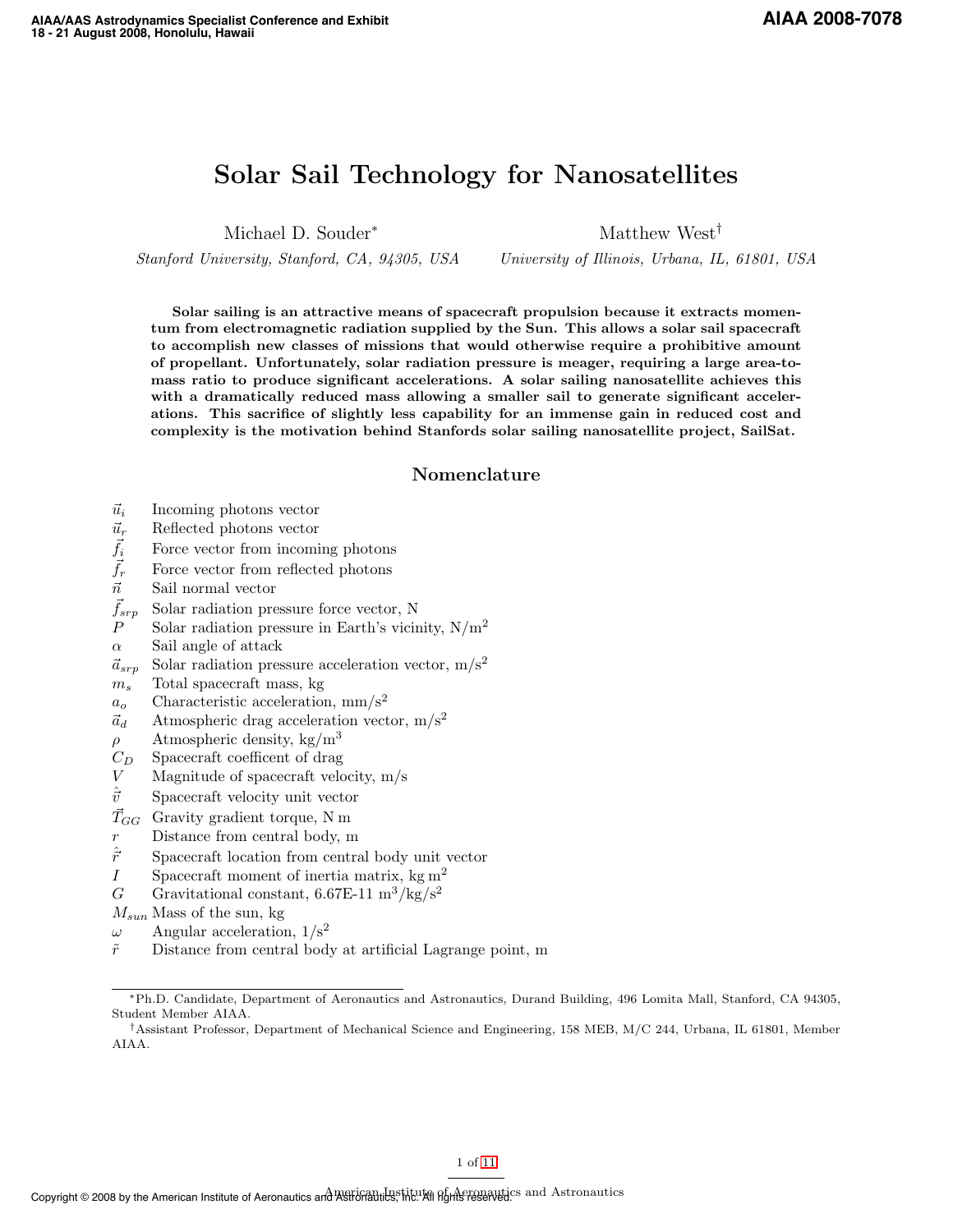# Solar Sail Technology for Nanosatellites

Michael D. Souder[*]
*Stanford University, Stanford, CA, 94305, USA*

Matthew West[†]
*University of Illinois, Urbana, IL, 61801, USA*

**Solar sailing is an attractive means of spacecraft propulsion because it extracts momentum from electromagnetic radiation supplied by the Sun. This allows a solar sail spacecraft to accomplish new classes of missions that would otherwise require a prohibitive amount of propellant. Unfortunately, solar radiation pressure is meager, requiring a large area-to-mass ratio to produce significant accelerations. A solar sailing nanosatellite achieves this with a dramatically reduced mass allowing a smaller sail to generate significant accelerations. This sacrifice of slightly less capability for an immense gain in reduced cost and complexity is the motivation behind Stanfords solar sailing nanosatellite project, SailSat.**

## Nomenclature

- $\vec{u}_i$ Incoming photons vector
- $\vec{u}_r$ Reflected photons vector
- $\vec{f}_i$ Force vector from incoming photons
- $\vec{f}_r$ Force vector from reflected photons
- $\vec{n}$ Sail normal vector
- $\vec{f}_{srp}$ Solar radiation pressure force vector, N
- $P$ Solar radiation pressure in Earth's vicinity, N/m$^2$
- $\alpha$ Sail angle of attack
- $\vec{a}_{srp}$ Solar radiation pressure acceleration vector, m/s$^2$
- $m_s$ Total spacecraft mass, kg
- $a_o$ Characteristic acceleration, mm/s$^2$
- $\vec{a}_d$ Atmospheric drag acceleration vector, m/s$^2$
- $\rho$ Atmospheric density, kg/m$^3$
- $C_D$ Spacecraft coefficent of drag
- $V$ Magnitude of spacecraft velocity, m/s
- $\hat{\vec{v}}$ Spacecraft velocity unit vector
- $\vec{T}_{GG}$ Gravity gradient torque, N m
- $r$ Distance from central body, m
- $\hat{\vec{r}}$ Spacecraft location from central body unit vector
- $I$ Spacecraft moment of inertia matrix, kg m$^2$
- $G$ Gravitational constant, 6.67E-11 m$^3$/kg/s$^2$
- $M_{sun}$ Mass of the sun, kg
- $\omega$ Angular acceleration, 1/s$^2$
- $\tilde{r}$ Distance from central body at artificial Lagrange point, m

[*]Ph.D. Candidate, Department of Aeronautics and Astronautics, Durand Building, 496 Lomita Mall, Stanford, CA 94305, Student Member AIAA.

[†]Assistant Professor, Department of Mechanical Science and Engineering, 158 MEB, M/C 244, Urbana, IL 61801, Member AIAA.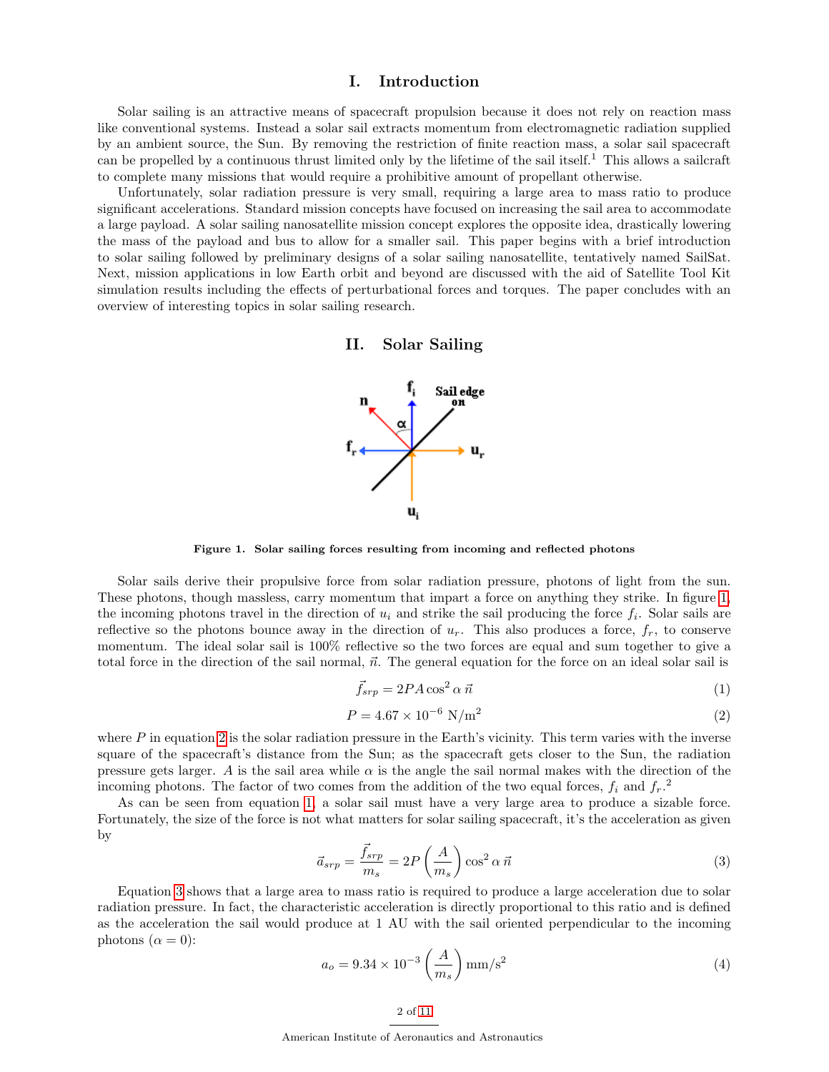# I. Introduction

Solar sailing is an attractive means of spacecraft propulsion because it does not rely on reaction mass like conventional systems. Instead a solar sail extracts momentum from electromagnetic radiation supplied by an ambient source, the Sun. By removing the restriction of finite reaction mass, a solar sail spacecraft can be propelled by a continuous thrust limited only by the lifetime of the sail itself.[1] This allows a sailcraft to complete many missions that would require a prohibitive amount of propellant otherwise.

Unfortunately, solar radiation pressure is very small, requiring a large area to mass ratio to produce significant accelerations. Standard mission concepts have focused on increasing the sail area to accommodate a large payload. A solar sailing nanosatellite mission concept explores the opposite idea, drastically lowering the mass of the payload and bus to allow for a smaller sail. This paper begins with a brief introduction to solar sailing followed by preliminary designs of a solar sailing nanosatellite, tentatively named SailSat. Next, mission applications in low Earth orbit and beyond are discussed with the aid of Satellite Tool Kit simulation results including the effects of perturbational forces and torques. The paper concludes with an overview of interesting topics in solar sailing research.

# II. Solar Sailing

n
f_i
Sail edge on
α
f_r
u_r
u_i

**Figure 1. Solar sailing forces resulting from incoming and reflected photons**

Solar sails derive their propulsive force from solar radiation pressure, photons of light from the sun. These photons, though massless, carry momentum that impart a force on anything they strike. In figure 1, the incoming photons travel in the direction of $u_i$ and strike the sail producing the force $f_i$. Solar sails are reflective so the photons bounce away in the direction of $u_r$. This also produces a force, $f_r$, to conserve momentum. The ideal solar sail is 100% reflective so the two forces are equal and sum together to give a total force in the direction of the sail normal, $\vec{n}$. The general equation for the force on an ideal solar sail is

$$\vec{f}_{srp} = 2PA\cos^2\alpha\,\vec{n} \tag{1}$$

$$P = 4.67 \times 10^{-6}\ \text{N/m}^2 \tag{2}$$

where $P$ in equation 2 is the solar radiation pressure in the Earth's vicinity. This term varies with the inverse square of the spacecraft's distance from the Sun; as the spacecraft gets closer to the Sun, the radiation pressure gets larger. $A$ is the sail area while $\alpha$ is the angle the sail normal makes with the direction of the incoming photons. The factor of two comes from the addition of the two equal forces, $f_i$ and $f_r$.[2]

As can be seen from equation 1, a solar sail must have a very large area to produce a sizable force. Fortunately, the size of the force is not what matters for solar sailing spacecraft, it's the acceleration as given by

$$\vec{a}_{srp} = \frac{\vec{f}_{srp}}{m_s} = 2P\left(\frac{A}{m_s}\right)\cos^2\alpha\,\vec{n} \tag{3}$$

Equation 3 shows that a large area to mass ratio is required to produce a large acceleration due to solar radiation pressure. In fact, the characteristic acceleration is directly proportional to this ratio and is defined as the acceleration the sail would produce at 1 AU with the sail oriented perpendicular to the incoming photons ($\alpha = 0$):

$$a_o = 9.34 \times 10^{-3}\left(\frac{A}{m_s}\right)\ \text{mm/s}^2 \tag{4}$$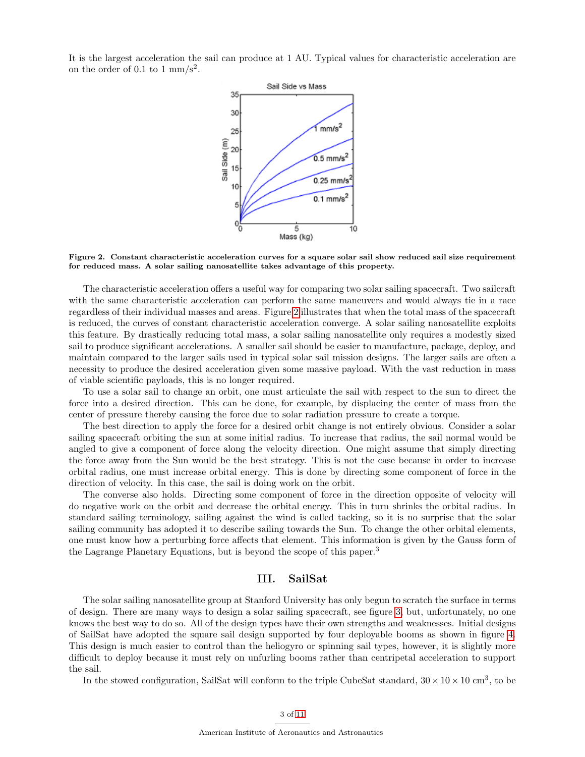It is the largest acceleration the sail can produce at 1 AU. Typical values for characteristic acceleration are on the order of 0.1 to 1 mm/s$^2$.

Sail Side vs Mass

Sail Side (m)

35
30
25
20
15
10
5
0

0
5
10

Mass (kg)

1 mm/s$^2$
0.5 mm/s$^2$
0.25 mm/s$^2$
0.1 mm/s$^2$

**Figure 2. Constant characteristic acceleration curves for a square solar sail show reduced sail size requirement for reduced mass. A solar sailing nanosatellite takes advantage of this property.**

The characteristic acceleration offers a useful way for comparing two solar sailing spacecraft. Two sailcraft with the same characteristic acceleration can perform the same maneuvers and would always tie in a race regardless of their individual masses and areas. Figure 2 illustrates that when the total mass of the spacecraft is reduced, the curves of constant characteristic acceleration converge. A solar sailing nanosatellite exploits this feature. By drastically reducing total mass, a solar sailing nanosatellite only requires a modestly sized sail to produce significant accelerations. A smaller sail should be easier to manufacture, package, deploy, and maintain compared to the larger sails used in typical solar sail mission designs. The larger sails are often a necessity to produce the desired acceleration given some massive payload. With the vast reduction in mass of viable scientific payloads, this is no longer required.

To use a solar sail to change an orbit, one must articulate the sail with respect to the sun to direct the force into a desired direction. This can be done, for example, by displacing the center of mass from the center of pressure thereby causing the force due to solar radiation pressure to create a torque.

The best direction to apply the force for a desired orbit change is not entirely obvious. Consider a solar sailing spacecraft orbiting the sun at some initial radius. To increase that radius, the sail normal would be angled to give a component of force along the velocity direction. One might assume that simply directing the force away from the Sun would be the best strategy. This is not the case because in order to increase orbital radius, one must increase orbital energy. This is done by directing some component of force in the direction of velocity. In this case, the sail is doing work on the orbit.

The converse also holds. Directing some component of force in the direction opposite of velocity will do negative work on the orbit and decrease the orbital energy. This in turn shrinks the orbital radius. In standard sailing terminology, sailing against the wind is called tacking, so it is no surprise that the solar sailing community has adopted it to describe sailing towards the Sun. To change the other orbital elements, one must know how a perturbing force affects that element. This information is given by the Gauss form of the Lagrange Planetary Equations, but is beyond the scope of this paper.[3]

## III. SailSat

The solar sailing nanosatellite group at Stanford University has only begun to scratch the surface in terms of design. There are many ways to design a solar sailing spacecraft, see figure 3, but, unfortunately, no one knows the best way to do so. All of the design types have their own strengths and weaknesses. Initial designs of SailSat have adopted the square sail design supported by four deployable booms as shown in figure 4. This design is much easier to control than the heliogyro or spinning sail types, however, it is slightly more difficult to deploy because it must rely on unfurling booms rather than centripetal acceleration to support the sail.

In the stowed configuration, SailSat will conform to the triple CubeSat standard, $30 \times 10 \times 10$ cm$^3$, to be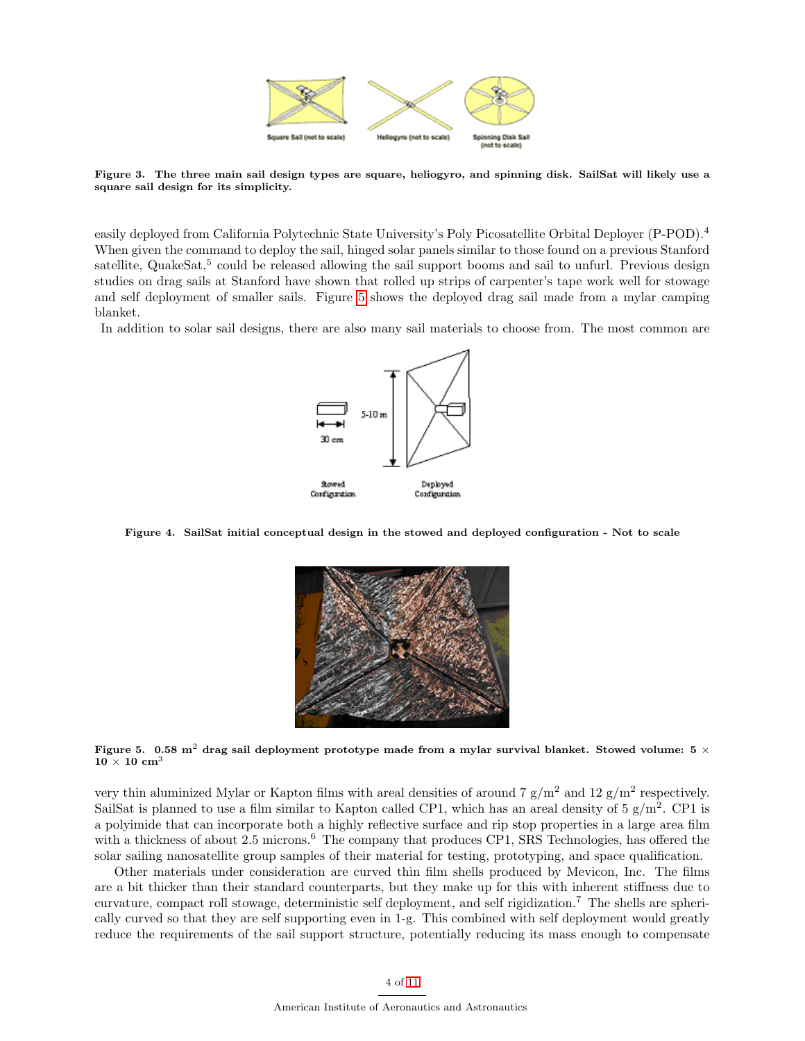Square Sail (not to scale)

Heliogyro (not to scale)

Spinning Disk Sail (not to scale)

**Figure 3. The three main sail design types are square, heliogyro, and spinning disk. SailSat will likely use a square sail design for its simplicity.**

easily deployed from California Polytechnic State University's Poly Picosatellite Orbital Deployer (P-POD).[4] When given the command to deploy the sail, hinged solar panels similar to those found on a previous Stanford satellite, QuakeSat,[5] could be released allowing the sail support booms and sail to unfurl. Previous design studies on drag sails at Stanford have shown that rolled up strips of carpenter's tape work well for stowage and self deployment of smaller sails. Figure 5 shows the deployed drag sail made from a mylar camping blanket.

In addition to solar sail designs, there are also many sail materials to choose from. The most common are

30 cm

5-10 m

Stowed Configuration

Deployed Configuration

**Figure 4. SailSat initial conceptual design in the stowed and deployed configuration - Not to scale**

**Figure 5. 0.58 m$^2$ drag sail deployment prototype made from a mylar survival blanket. Stowed volume: 5 × 10 × 10 cm$^3$**

very thin aluminized Mylar or Kapton films with areal densities of around 7 g/m$^2$ and 12 g/m$^2$ respectively. SailSat is planned to use a film similar to Kapton called CP1, which has an areal density of 5 g/m$^2$. CP1 is a polyimide that can incorporate both a highly reflective surface and rip stop properties in a large area film with a thickness of about 2.5 microns.[6] The company that produces CP1, SRS Technologies, has offered the solar sailing nanosatellite group samples of their material for testing, prototyping, and space qualification.

Other materials under consideration are curved thin film shells produced by Mevicon, Inc. The films are a bit thicker than their standard counterparts, but they make up for this with inherent stiffness due to curvature, compact roll stowage, deterministic self deployment, and self rigidization.[7] The shells are spherically curved so that they are self supporting even in 1-g. This combined with self deployment would greatly reduce the requirements of the sail support structure, potentially reducing its mass enough to compensate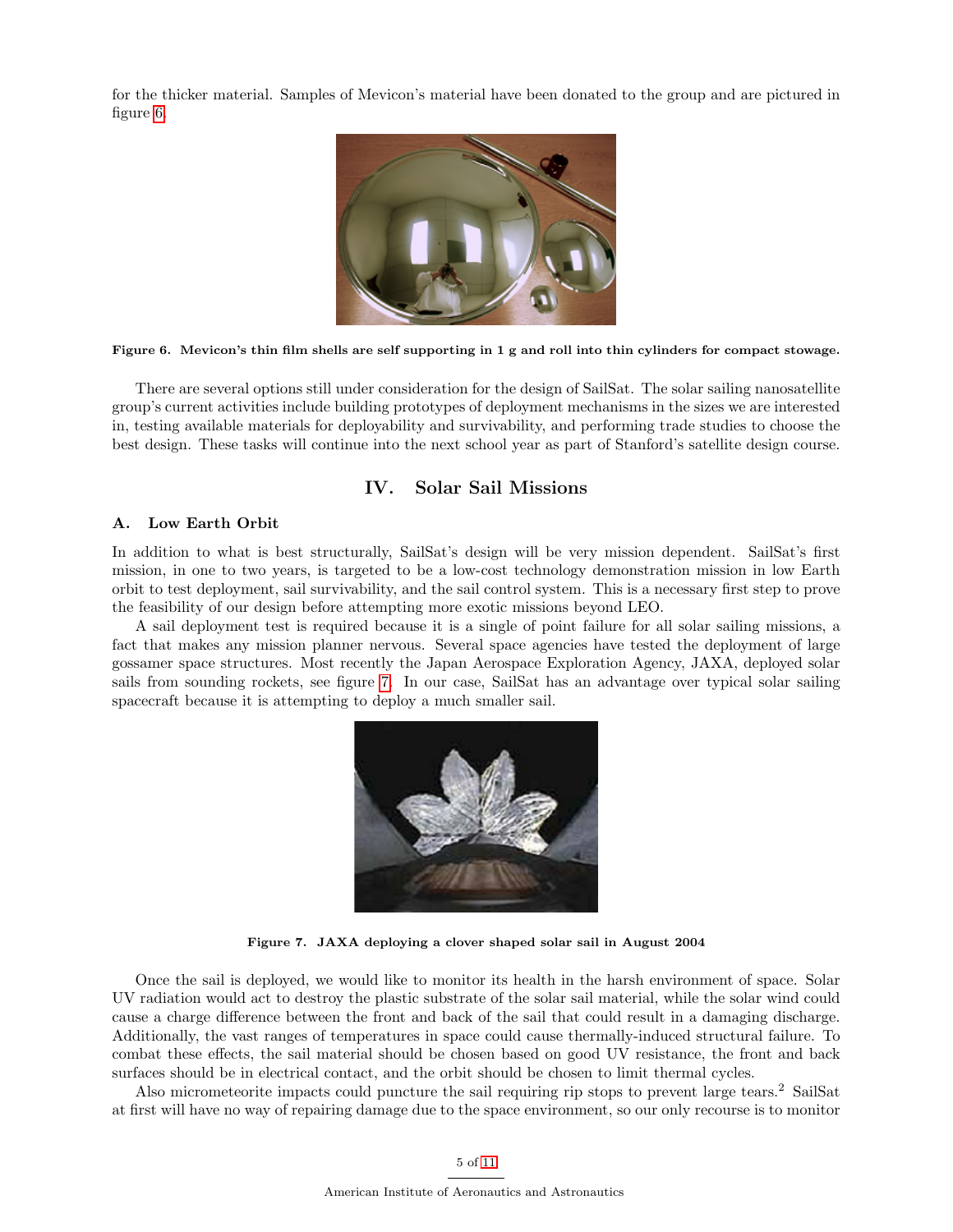for the thicker material. Samples of Mevicon's material have been donated to the group and are pictured in figure 6.

**Figure 6. Mevicon's thin film shells are self supporting in 1 g and roll into thin cylinders for compact stowage.**

There are several options still under consideration for the design of SailSat. The solar sailing nanosatellite group's current activities include building prototypes of deployment mechanisms in the sizes we are interested in, testing available materials for deployability and survivability, and performing trade studies to choose the best design. These tasks will continue into the next school year as part of Stanford's satellite design course.

## IV. Solar Sail Missions

### A. Low Earth Orbit

In addition to what is best structurally, SailSat's design will be very mission dependent. SailSat's first mission, in one to two years, is targeted to be a low-cost technology demonstration mission in low Earth orbit to test deployment, sail survivability, and the sail control system. This is a necessary first step to prove the feasibility of our design before attempting more exotic missions beyond LEO.

A sail deployment test is required because it is a single of point failure for all solar sailing missions, a fact that makes any mission planner nervous. Several space agencies have tested the deployment of large gossamer space structures. Most recently the Japan Aerospace Exploration Agency, JAXA, deployed solar sails from sounding rockets, see figure 7. In our case, SailSat has an advantage over typical solar sailing spacecraft because it is attempting to deploy a much smaller sail.

**Figure 7. JAXA deploying a clover shaped solar sail in August 2004**

Once the sail is deployed, we would like to monitor its health in the harsh environment of space. Solar UV radiation would act to destroy the plastic substrate of the solar sail material, while the solar wind could cause a charge difference between the front and back of the sail that could result in a damaging discharge. Additionally, the vast ranges of temperatures in space could cause thermally-induced structural failure. To combat these effects, the sail material should be chosen based on good UV resistance, the front and back surfaces should be in electrical contact, and the orbit should be chosen to limit thermal cycles.

Also micrometeorite impacts could puncture the sail requiring rip stops to prevent large tears.[2] SailSat at first will have no way of repairing damage due to the space environment, so our only recourse is to monitor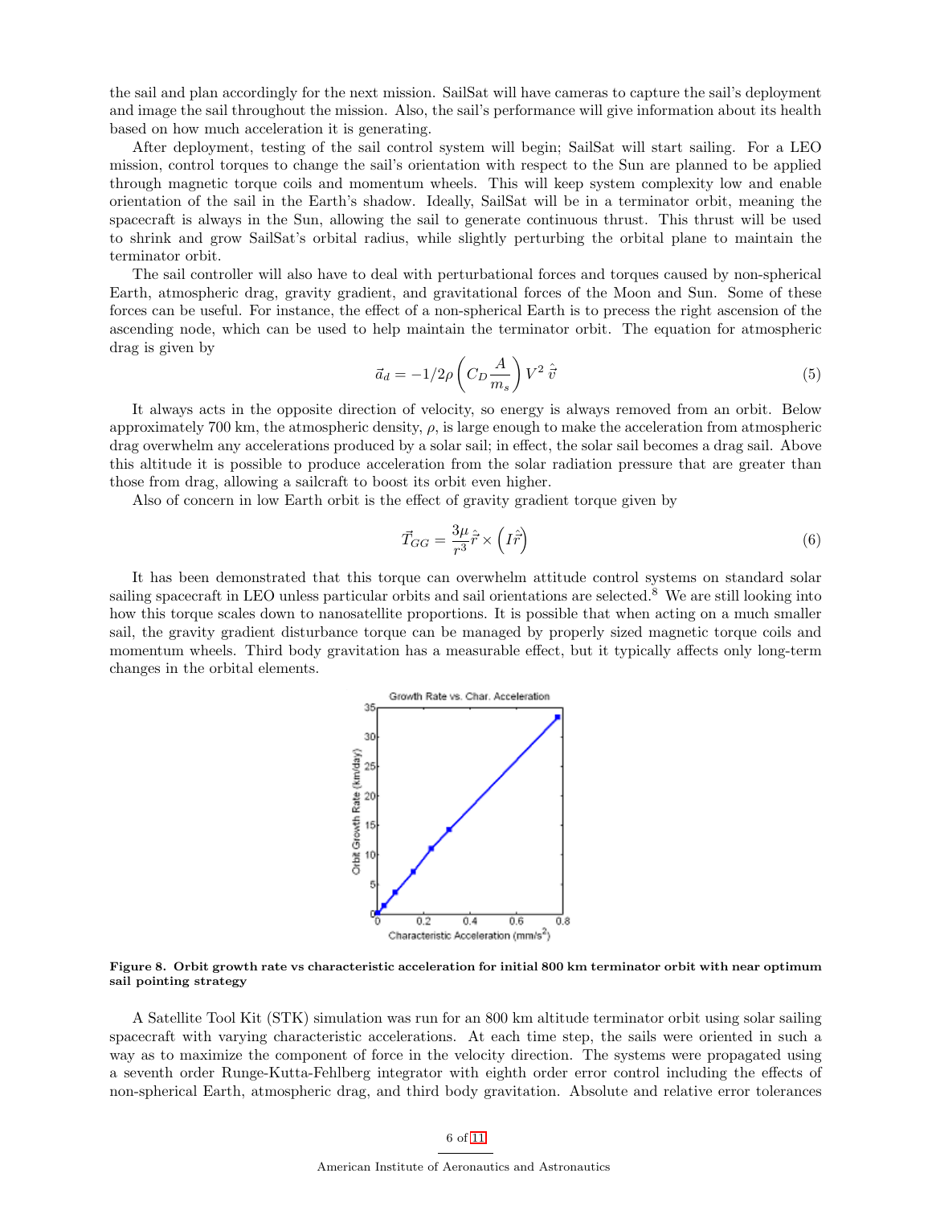the sail and plan accordingly for the next mission. SailSat will have cameras to capture the sail's deployment and image the sail throughout the mission. Also, the sail's performance will give information about its health based on how much acceleration it is generating.

After deployment, testing of the sail control system will begin; SailSat will start sailing. For a LEO mission, control torques to change the sail's orientation with respect to the Sun are planned to be applied through magnetic torque coils and momentum wheels. This will keep system complexity low and enable orientation of the sail in the Earth's shadow. Ideally, SailSat will be in a terminator orbit, meaning the spacecraft is always in the Sun, allowing the sail to generate continuous thrust. This thrust will be used to shrink and grow SailSat's orbital radius, while slightly perturbing the orbital plane to maintain the terminator orbit.

The sail controller will also have to deal with perturbational forces and torques caused by non-spherical Earth, atmospheric drag, gravity gradient, and gravitational forces of the Moon and Sun. Some of these forces can be useful. For instance, the effect of a non-spherical Earth is to precess the right ascension of the ascending node, which can be used to help maintain the terminator orbit. The equation for atmospheric drag is given by

$$\vec{a}_d = -1/2\rho\left(C_D\frac{A}{m_s}\right)V^2\,\hat{\vec{v}} \tag{5}$$

It always acts in the opposite direction of velocity, so energy is always removed from an orbit. Below approximately 700 km, the atmospheric density, $\rho$, is large enough to make the acceleration from atmospheric drag overwhelm any accelerations produced by a solar sail; in effect, the solar sail becomes a drag sail. Above this altitude it is possible to produce acceleration from the solar radiation pressure that are greater than those from drag, allowing a sailcraft to boost its orbit even higher.

Also of concern in low Earth orbit is the effect of gravity gradient torque given by

$$\vec{T}_{GG} = \frac{3\mu}{r^3}\hat{\vec{r}}\times\left(I\hat{\vec{r}}\right) \tag{6}$$

It has been demonstrated that this torque can overwhelm attitude control systems on standard solar sailing spacecraft in LEO unless particular orbits and sail orientations are selected.[8] We are still looking into how this torque scales down to nanosatellite proportions. It is possible that when acting on a much smaller sail, the gravity gradient disturbance torque can be managed by properly sized magnetic torque coils and momentum wheels. Third body gravitation has a measurable effect, but it typically affects only long-term changes in the orbital elements.

**Figure 8. Orbit growth rate vs characteristic acceleration for initial 800 km terminator orbit with near optimum sail pointing strategy**

A Satellite Tool Kit (STK) simulation was run for an 800 km altitude terminator orbit using solar sailing spacecraft with varying characteristic accelerations. At each time step, the sails were oriented in such a way as to maximize the component of force in the velocity direction. The systems were propagated using a seventh order Runge-Kutta-Fehlberg integrator with eighth order error control including the effects of non-spherical Earth, atmospheric drag, and third body gravitation. Absolute and relative error tolerances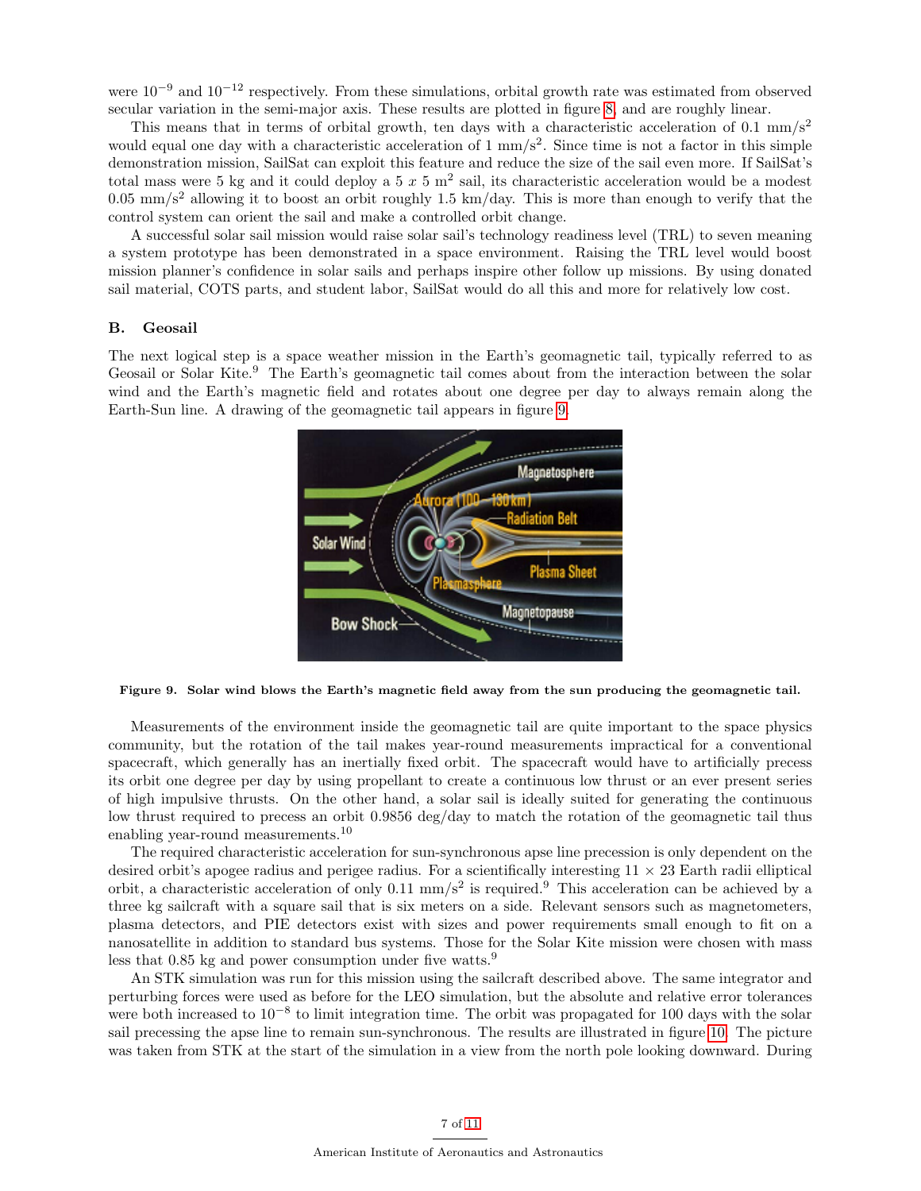were $10^{-9}$ and $10^{-12}$ respectively. From these simulations, orbital growth rate was estimated from observed secular variation in the semi-major axis. These results are plotted in figure 8, and are roughly linear.

This means that in terms of orbital growth, ten days with a characteristic acceleration of 0.1 mm/s$^2$ would equal one day with a characteristic acceleration of 1 mm/s$^2$. Since time is not a factor in this simple demonstration mission, SailSat can exploit this feature and reduce the size of the sail even more. If SailSat's total mass were 5 kg and it could deploy a 5 $x$ 5 m$^2$ sail, its characteristic acceleration would be a modest 0.05 mm/s$^2$ allowing it to boost an orbit roughly 1.5 km/day. This is more than enough to verify that the control system can orient the sail and make a controlled orbit change.

A successful solar sail mission would raise solar sail's technology readiness level (TRL) to seven meaning a system prototype has been demonstrated in a space environment. Raising the TRL level would boost mission planner's confidence in solar sails and perhaps inspire other follow up missions. By using donated sail material, COTS parts, and student labor, SailSat would do all this and more for relatively low cost.

### B. Geosail

The next logical step is a space weather mission in the Earth's geomagnetic tail, typically referred to as Geosail or Solar Kite.[9] The Earth's geomagnetic tail comes about from the interaction between the solar wind and the Earth's magnetic field and rotates about one degree per day to always remain along the Earth-Sun line. A drawing of the geomagnetic tail appears in figure 9.

Magnetosphere
Aurora (100–130 km)
Radiation Belt
Solar Wind
Plasma Sheet
Plasmasphere
Magnetopause
Bow Shock

**Figure 9. Solar wind blows the Earth's magnetic field away from the sun producing the geomagnetic tail.**

Measurements of the environment inside the geomagnetic tail are quite important to the space physics community, but the rotation of the tail makes year-round measurements impractical for a conventional spacecraft, which generally has an inertially fixed orbit. The spacecraft would have to artificially precess its orbit one degree per day by using propellant to create a continuous low thrust or an ever present series of high impulsive thrusts. On the other hand, a solar sail is ideally suited for generating the continuous low thrust required to precess an orbit 0.9856 deg/day to match the rotation of the geomagnetic tail thus enabling year-round measurements.[10]

The required characteristic acceleration for sun-synchronous apse line precession is only dependent on the desired orbit's apogee radius and perigee radius. For a scientifically interesting 11 $\times$ 23 Earth radii elliptical orbit, a characteristic acceleration of only 0.11 mm/s$^2$ is required.[9] This acceleration can be achieved by a three kg sailcraft with a square sail that is six meters on a side. Relevant sensors such as magnetometers, plasma detectors, and PIE detectors exist with sizes and power requirements small enough to fit on a nanosatellite in addition to standard bus systems. Those for the Solar Kite mission were chosen with mass less that 0.85 kg and power consumption under five watts.[9]

An STK simulation was run for this mission using the sailcraft described above. The same integrator and perturbing forces were used as before for the LEO simulation, but the absolute and relative error tolerances were both increased to $10^{-8}$ to limit integration time. The orbit was propagated for 100 days with the solar sail precessing the apse line to remain sun-synchronous. The results are illustrated in figure 10. The picture was taken from STK at the start of the simulation in a view from the north pole looking downward. During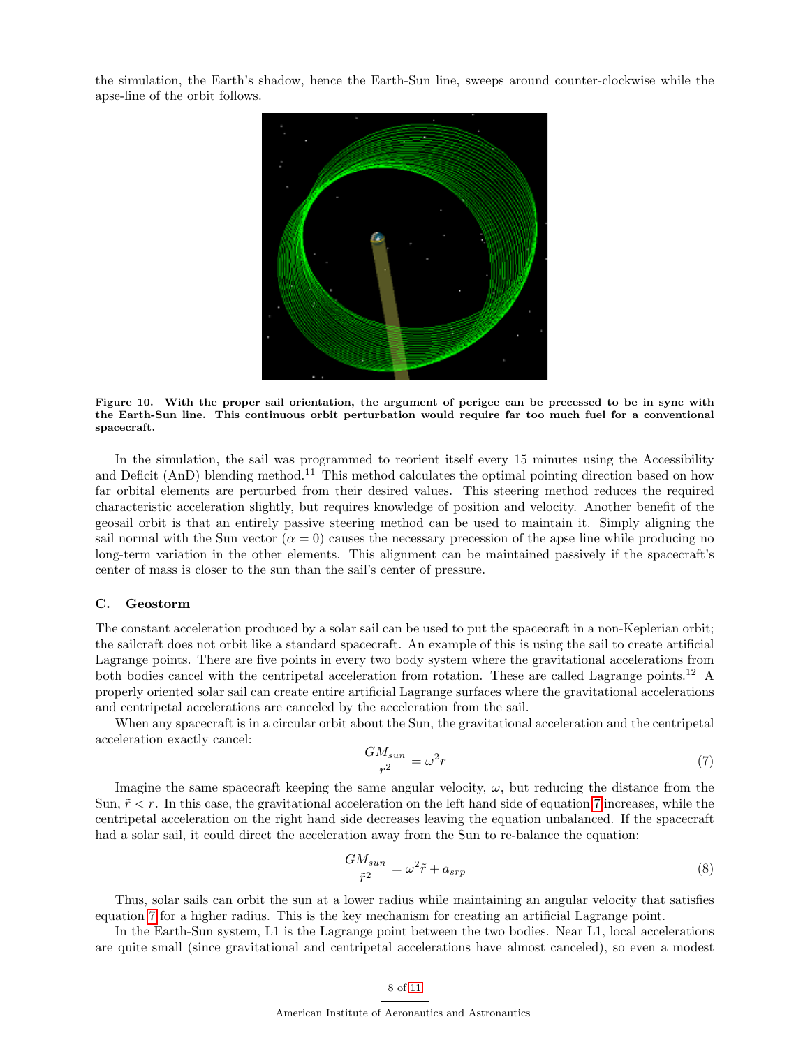the simulation, the Earth's shadow, hence the Earth-Sun line, sweeps around counter-clockwise while the apse-line of the orbit follows.

**Figure 10. With the proper sail orientation, the argument of perigee can be precessed to be in sync with the Earth-Sun line. This continuous orbit perturbation would require far too much fuel for a conventional spacecraft.**

In the simulation, the sail was programmed to reorient itself every 15 minutes using the Accessibility and Deficit (AnD) blending method.[11] This method calculates the optimal pointing direction based on how far orbital elements are perturbed from their desired values. This steering method reduces the required characteristic acceleration slightly, but requires knowledge of position and velocity. Another benefit of the geosail orbit is that an entirely passive steering method can be used to maintain it. Simply aligning the sail normal with the Sun vector ($\alpha = 0$) causes the necessary precession of the apse line while producing no long-term variation in the other elements. This alignment can be maintained passively if the spacecraft's center of mass is closer to the sun than the sail's center of pressure.

### C. Geostorm

The constant acceleration produced by a solar sail can be used to put the spacecraft in a non-Keplerian orbit; the sailcraft does not orbit like a standard spacecraft. An example of this is using the sail to create artificial Lagrange points. There are five points in every two body system where the gravitational accelerations from both bodies cancel with the centripetal acceleration from rotation. These are called Lagrange points.[12] A properly oriented solar sail can create entire artificial Lagrange surfaces where the gravitational accelerations and centripetal accelerations are canceled by the acceleration from the sail.

When any spacecraft is in a circular orbit about the Sun, the gravitational acceleration and the centripetal acceleration exactly cancel:

$$\frac{GM_{sun}}{r^2} = \omega^2 r \tag{7}$$

Imagine the same spacecraft keeping the same angular velocity, $\omega$, but reducing the distance from the Sun, $\tilde{r} < r$. In this case, the gravitational acceleration on the left hand side of equation 7 increases, while the centripetal acceleration on the right hand side decreases leaving the equation unbalanced. If the spacecraft had a solar sail, it could direct the acceleration away from the Sun to re-balance the equation:

$$\frac{GM_{sun}}{\tilde{r}^2} = \omega^2 \tilde{r} + a_{srp} \tag{8}$$

Thus, solar sails can orbit the sun at a lower radius while maintaining an angular velocity that satisfies equation 7 for a higher radius. This is the key mechanism for creating an artificial Lagrange point.

In the Earth-Sun system, L1 is the Lagrange point between the two bodies. Near L1, local accelerations are quite small (since gravitational and centripetal accelerations have almost canceled), so even a modest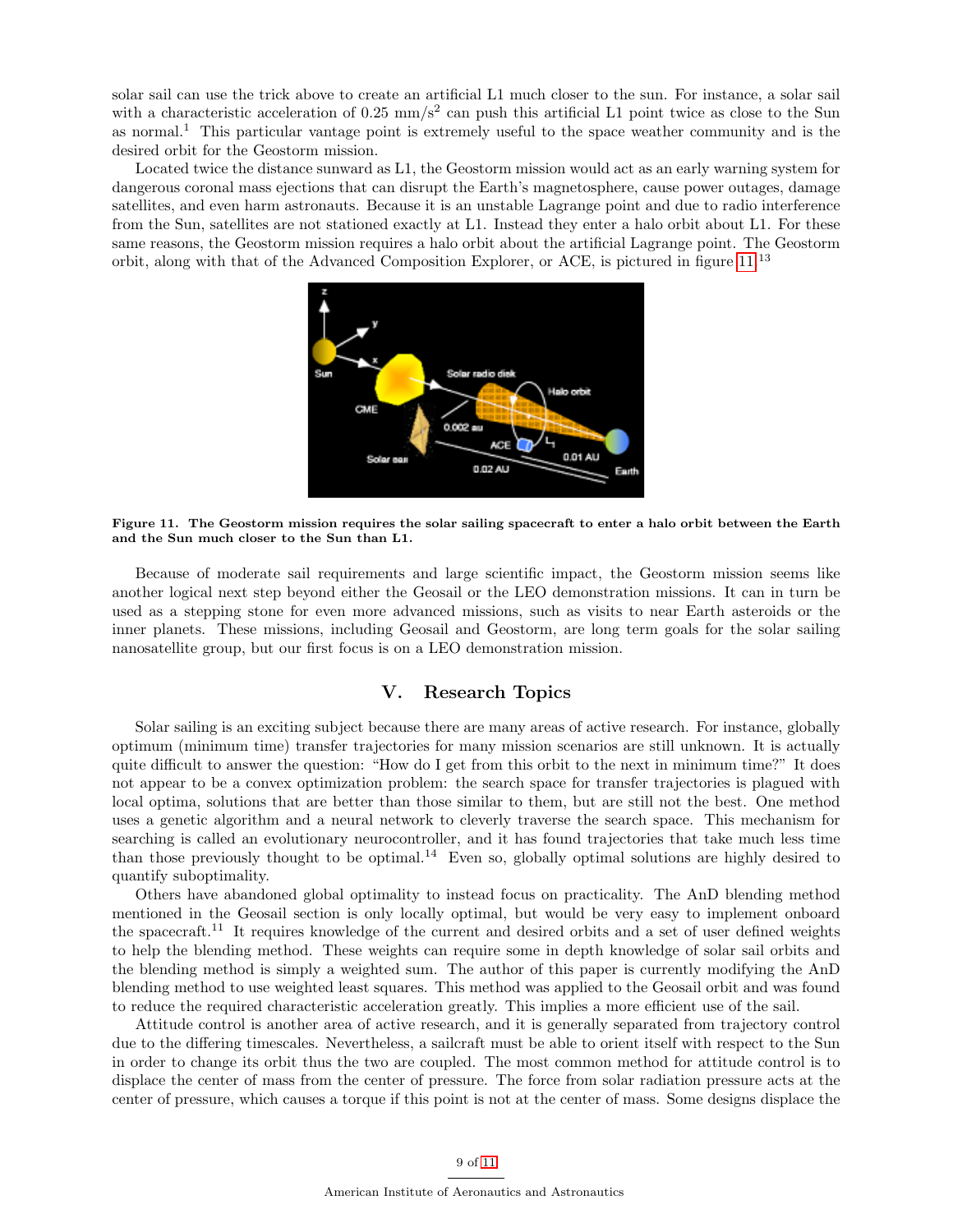solar sail can use the trick above to create an artificial L1 much closer to the sun. For instance, a solar sail with a characteristic acceleration of 0.25 mm/s$^2$ can push this artificial L1 point twice as close to the Sun as normal.[1] This particular vantage point is extremely useful to the space weather community and is the desired orbit for the Geostorm mission.

Located twice the distance sunward as L1, the Geostorm mission would act as an early warning system for dangerous coronal mass ejections that can disrupt the Earth's magnetosphere, cause power outages, damage satellites, and even harm astronauts. Because it is an unstable Lagrange point and due to radio interference from the Sun, satellites are not stationed exactly at L1. Instead they enter a halo orbit about L1. For these same reasons, the Geostorm mission requires a halo orbit about the artificial Lagrange point. The Geostorm orbit, along with that of the Advanced Composition Explorer, or ACE, is pictured in figure 11.[13]

z
y
x
Sun
CME
Solar radio disk
Halo orbit
0.002 au
ACE
L1
Solar sail
0.01 AU
0.02 AU
Earth

**Figure 11. The Geostorm mission requires the solar sailing spacecraft to enter a halo orbit between the Earth and the Sun much closer to the Sun than L1.**

Because of moderate sail requirements and large scientific impact, the Geostorm mission seems like another logical next step beyond either the Geosail or the LEO demonstration missions. It can in turn be used as a stepping stone for even more advanced missions, such as visits to near Earth asteroids or the inner planets. These missions, including Geosail and Geostorm, are long term goals for the solar sailing nanosatellite group, but our first focus is on a LEO demonstration mission.

## V. Research Topics

Solar sailing is an exciting subject because there are many areas of active research. For instance, globally optimum (minimum time) transfer trajectories for many mission scenarios are still unknown. It is actually quite difficult to answer the question: "How do I get from this orbit to the next in minimum time?" It does not appear to be a convex optimization problem: the search space for transfer trajectories is plagued with local optima, solutions that are better than those similar to them, but are still not the best. One method uses a genetic algorithm and a neural network to cleverly traverse the search space. This mechanism for searching is called an evolutionary neurocontroller, and it has found trajectories that take much less time than those previously thought to be optimal.[14] Even so, globally optimal solutions are highly desired to quantify suboptimality.

Others have abandoned global optimality to instead focus on practicality. The AnD blending method mentioned in the Geosail section is only locally optimal, but would be very easy to implement onboard the spacecraft.[11] It requires knowledge of the current and desired orbits and a set of user defined weights to help the blending method. These weights can require some in depth knowledge of solar sail orbits and the blending method is simply a weighted sum. The author of this paper is currently modifying the AnD blending method to use weighted least squares. This method was applied to the Geosail orbit and was found to reduce the required characteristic acceleration greatly. This implies a more efficient use of the sail.

Attitude control is another area of active research, and it is generally separated from trajectory control due to the differing timescales. Nevertheless, a sailcraft must be able to orient itself with respect to the Sun in order to change its orbit thus the two are coupled. The most common method for attitude control is to displace the center of mass from the center of pressure. The force from solar radiation pressure acts at the center of pressure, which causes a torque if this point is not at the center of mass. Some designs displace the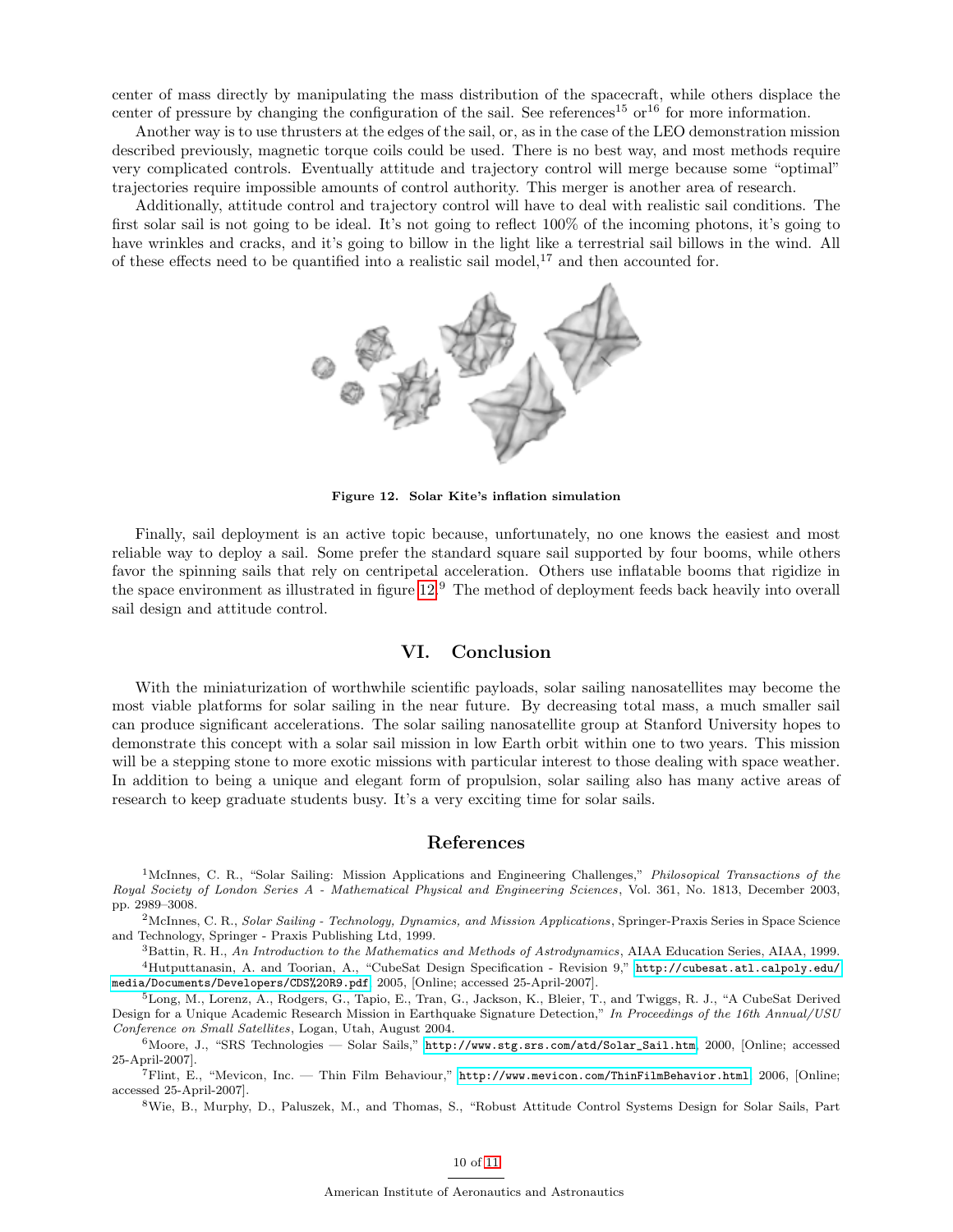center of mass directly by manipulating the mass distribution of the spacecraft, while others displace the center of pressure by changing the configuration of the sail. See references[15] or[16] for more information.

Another way is to use thrusters at the edges of the sail, or, as in the case of the LEO demonstration mission described previously, magnetic torque coils could be used. There is no best way, and most methods require very complicated controls. Eventually attitude and trajectory control will merge because some "optimal" trajectories require impossible amounts of control authority. This merger is another area of research.

Additionally, attitude control and trajectory control will have to deal with realistic sail conditions. The first solar sail is not going to be ideal. It's not going to reflect 100% of the incoming photons, it's going to have wrinkles and cracks, and it's going to billow in the light like a terrestrial sail billows in the wind. All of these effects need to be quantified into a realistic sail model,[17] and then accounted for.

**Figure 12. Solar Kite's inflation simulation**

Finally, sail deployment is an active topic because, unfortunately, no one knows the easiest and most reliable way to deploy a sail. Some prefer the standard square sail supported by four booms, while others favor the spinning sails that rely on centripetal acceleration. Others use inflatable booms that rigidize in the space environment as illustrated in figure 12.[9] The method of deployment feeds back heavily into overall sail design and attitude control.

## VI. Conclusion

With the miniaturization of worthwhile scientific payloads, solar sailing nanosatellites may become the most viable platforms for solar sailing in the near future. By decreasing total mass, a much smaller sail can produce significant accelerations. The solar sailing nanosatellite group at Stanford University hopes to demonstrate this concept with a solar sail mission in low Earth orbit within one to two years. This mission will be a stepping stone to more exotic missions with particular interest to those dealing with space weather. In addition to being a unique and elegant form of propulsion, solar sailing also has many active areas of research to keep graduate students busy. It's a very exciting time for solar sails.

## References

[1] McInnes, C. R., "Solar Sailing: Mission Applications and Engineering Challenges," *Philosopical Transactions of the Royal Society of London Series A - Mathematical Physical and Engineering Sciences*, Vol. 361, No. 1813, December 2003, pp. 2989–3008.

[2] McInnes, C. R., *Solar Sailing - Technology, Dynamics, and Mission Applications*, Springer-Praxis Series in Space Science and Technology, Springer - Praxis Publishing Ltd, 1999.

[3] Battin, R. H., *An Introduction to the Mathematics and Methods of Astrodynamics*, AIAA Education Series, AIAA, 1999.

[4] Hutputtanasin, A. and Toorian, A., "CubeSat Design Specification - Revision 9," `http://cubesat.atl.calpoly.edu/media/Documents/Developers/CDS%20R9.pdf`, 2005, [Online; accessed 25-April-2007].

[5] Long, M., Lorenz, A., Rodgers, G., Tapio, E., Tran, G., Jackson, K., Bleier, T., and Twiggs, R. J., "A CubeSat Derived Design for a Unique Academic Research Mission in Earthquake Signature Detection," *In Proceedings of the 16th Annual/USU Conference on Small Satellites*, Logan, Utah, August 2004.

[6] Moore, J., "SRS Technologies — Solar Sails," `http://www.stg.srs.com/atd/Solar_Sail.htm`, 2000, [Online; accessed 25-April-2007].

[7] Flint, E., "Mevicon, Inc. — Thin Film Behaviour," `http://www.mevicon.com/ThinFilmBehavior.html`, 2006, [Online; accessed 25-April-2007].

[8] Wie, B., Murphy, D., Paluszek, M., and Thomas, S., "Robust Attitude Control Systems Design for Solar Sails, Part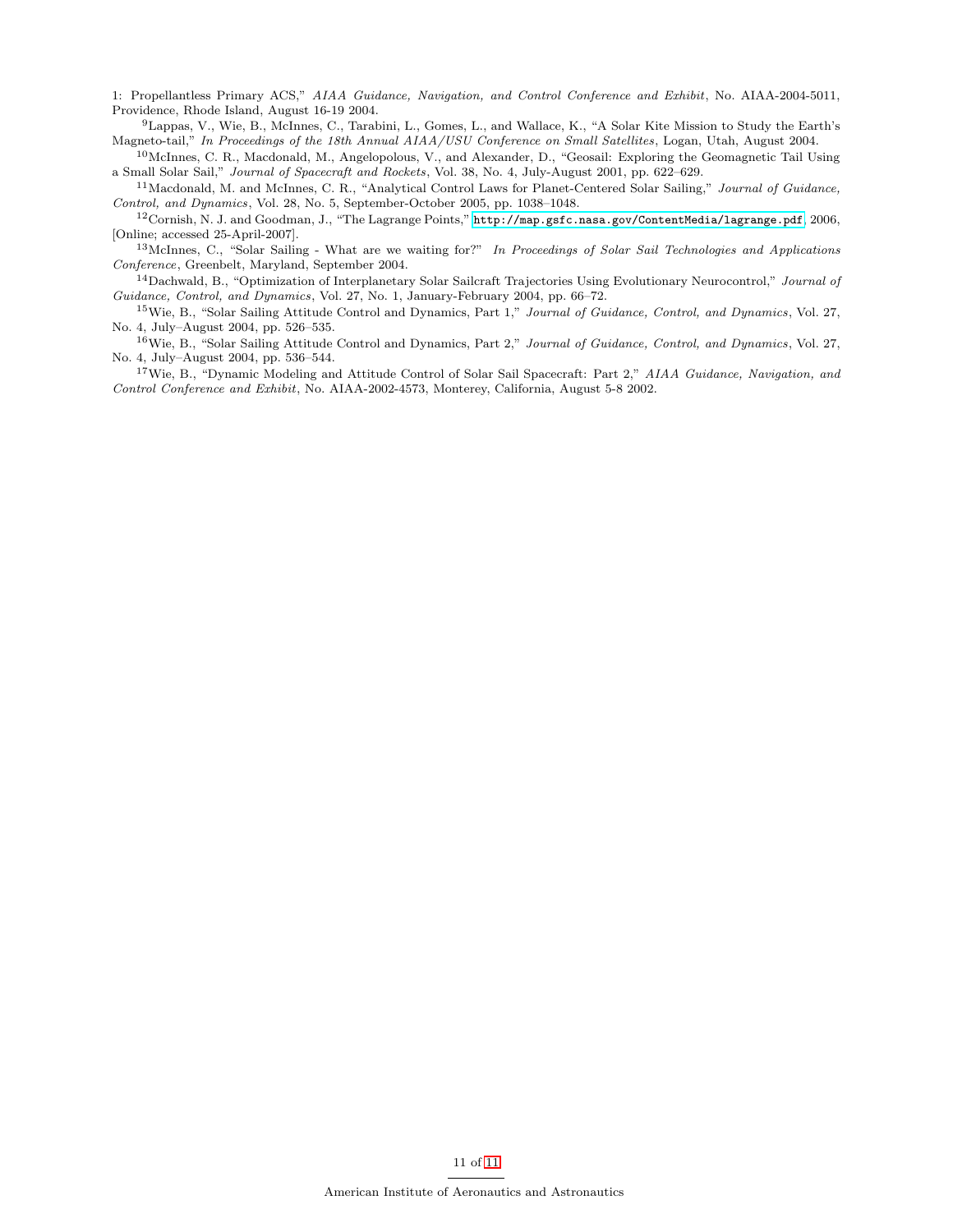1: Propellantless Primary ACS," *AIAA Guidance, Navigation, and Control Conference and Exhibit*, No. AIAA-2004-5011, Providence, Rhode Island, August 16-19 2004.

[9]Lappas, V., Wie, B., McInnes, C., Tarabini, L., Gomes, L., and Wallace, K., "A Solar Kite Mission to Study the Earth's Magneto-tail," *In Proceedings of the 18th Annual AIAA/USU Conference on Small Satellites*, Logan, Utah, August 2004.

[10]McInnes, C. R., Macdonald, M., Angelopolous, V., and Alexander, D., "Geosail: Exploring the Geomagnetic Tail Using a Small Solar Sail," *Journal of Spacecraft and Rockets*, Vol. 38, No. 4, July-August 2001, pp. 622–629.

[11]Macdonald, M. and McInnes, C. R., "Analytical Control Laws for Planet-Centered Solar Sailing," *Journal of Guidance, Control, and Dynamics*, Vol. 28, No. 5, September-October 2005, pp. 1038–1048.

[12]Cornish, N. J. and Goodman, J., "The Lagrange Points," http://map.gsfc.nasa.gov/ContentMedia/lagrange.pdf, 2006, [Online; accessed 25-April-2007].

[13]McInnes, C., "Solar Sailing - What are we waiting for?" *In Proceedings of Solar Sail Technologies and Applications Conference*, Greenbelt, Maryland, September 2004.

[14]Dachwald, B., "Optimization of Interplanetary Solar Sailcraft Trajectories Using Evolutionary Neurocontrol," *Journal of Guidance, Control, and Dynamics*, Vol. 27, No. 1, January-February 2004, pp. 66–72.

[15]Wie, B., "Solar Sailing Attitude Control and Dynamics, Part 1," *Journal of Guidance, Control, and Dynamics*, Vol. 27, No. 4, July–August 2004, pp. 526–535.

[16]Wie, B., "Solar Sailing Attitude Control and Dynamics, Part 2," *Journal of Guidance, Control, and Dynamics*, Vol. 27, No. 4, July–August 2004, pp. 536–544.

[17]Wie, B., "Dynamic Modeling and Attitude Control of Solar Sail Spacecraft: Part 2," *AIAA Guidance, Navigation, and Control Conference and Exhibit*, No. AIAA-2002-4573, Monterey, California, August 5-8 2002.